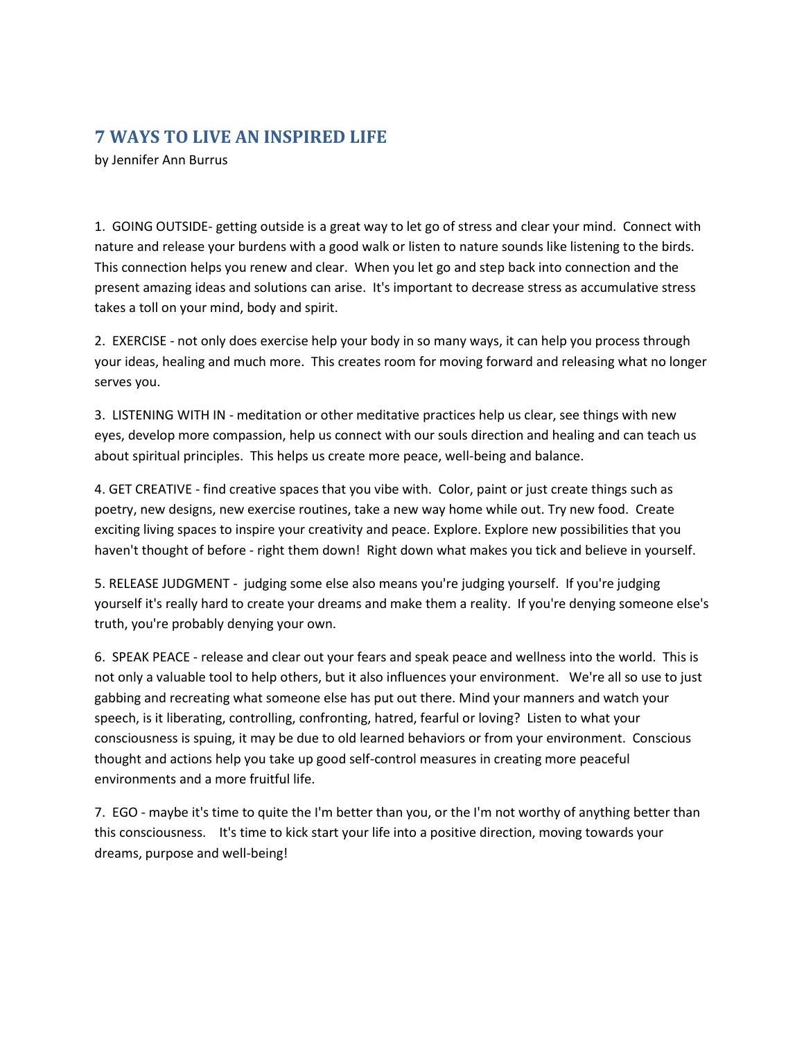## 7 WAYS TO LIVE AN INSPIRED LIFE

by Jennifer Ann Burrus

1. GOING OUTSIDE- getting outside is a great way to let go of stress and clear your mind. Connect with nature and release your burdens with a good walk or listen to nature sounds like listening to the birds. This connection helps you renew and clear. When you let go and step back into connection and the present amazing ideas and solutions can arise. It's important to decrease stress as accumulative stress takes a toll on your mind, body and spirit.

2. EXERCISE - not only does exercise help your body in so many ways, it can help you process through your ideas, healing and much more. This creates room for moving forward and releasing what no longer serves you.

3. LISTENING WITH IN - meditation or other meditative practices help us clear, see things with new eyes, develop more compassion, help us connect with our souls direction and healing and can teach us about spiritual principles. This helps us create more peace, well-being and balance.

4. GET CREATIVE - find creative spaces that you vibe with. Color, paint or just create things such as poetry, new designs, new exercise routines, take a new way home while out. Try new food. Create exciting living spaces to inspire your creativity and peace. Explore. Explore new possibilities that you haven't thought of before - right them down! Right down what makes you tick and believe in yourself.

5. RELEASE JUDGMENT - judging some else also means you're judging yourself. If you're judging yourself it's really hard to create your dreams and make them a reality. If you're denying someone else's truth, you're probably denying your own.

6. SPEAK PEACE - release and clear out your fears and speak peace and wellness into the world. This is not only a valuable tool to help others, but it also influences your environment. We're all so use to just gabbing and recreating what someone else has put out there. Mind your manners and watch your speech, is it liberating, controlling, confronting, hatred, fearful or loving? Listen to what your consciousness is spuing, it may be due to old learned behaviors or from your environment. Conscious thought and actions help you take up good self-control measures in creating more peaceful environments and a more fruitful life.

7. EGO - maybe it's time to quite the I'm better than you, or the I'm not worthy of anything better than this consciousness. It's time to kick start your life into a positive direction, moving towards your dreams, purpose and well-being!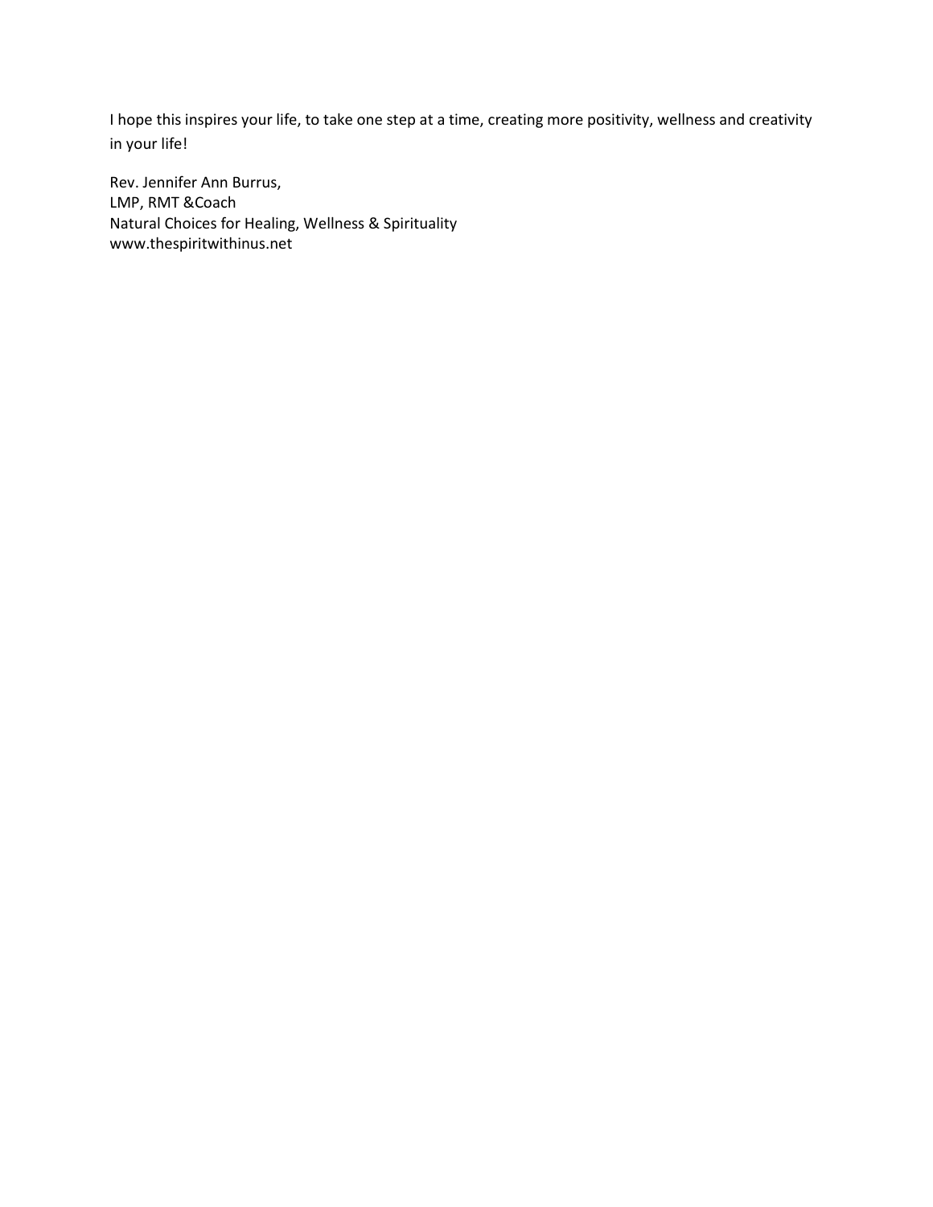I hope this inspires your life, to take one step at a time, creating more positivity, wellness and creativity in your life!

Rev. Jennifer Ann Burrus,  
LMP, RMT &Coach  
Natural Choices for Healing, Wellness & Spirituality  
www.thespiritwithinus.net